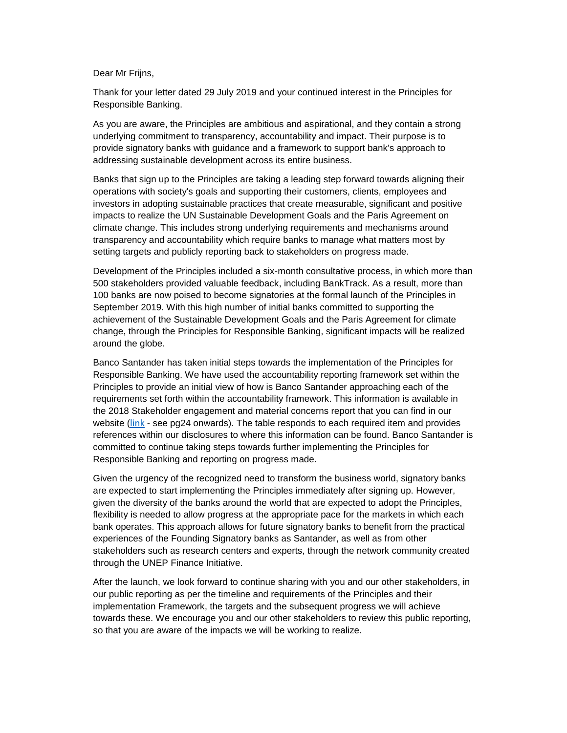Dear Mr Frijns,

Thank for your letter dated 29 July 2019 and your continued interest in the Principles for Responsible Banking.

As you are aware, the Principles are ambitious and aspirational, and they contain a strong underlying commitment to transparency, accountability and impact. Their purpose is to provide signatory banks with guidance and a framework to support bank's approach to addressing sustainable development across its entire business.

Banks that sign up to the Principles are taking a leading step forward towards aligning their operations with society's goals and supporting their customers, clients, employees and investors in adopting sustainable practices that create measurable, significant and positive impacts to realize the UN Sustainable Development Goals and the Paris Agreement on climate change. This includes strong underlying requirements and mechanisms around transparency and accountability which require banks to manage what matters most by setting targets and publicly reporting back to stakeholders on progress made.

Development of the Principles included a six-month consultative process, in which more than 500 stakeholders provided valuable feedback, including BankTrack. As a result, more than 100 banks are now poised to become signatories at the formal launch of the Principles in September 2019. With this high number of initial banks committed to supporting the achievement of the Sustainable Development Goals and the Paris Agreement for climate change, through the Principles for Responsible Banking, significant impacts will be realized around the globe.

Banco Santander has taken initial steps towards the implementation of the Principles for Responsible Banking. We have used the accountability reporting framework set within the Principles to provide an initial view of how is Banco Santander approaching each of the requirements set forth within the accountability framework. This information is available in the 2018 Stakeholder engagement and material concerns report that you can find in our website (link - see pg24 onwards). The table responds to each required item and provides references within our disclosures to where this information can be found. Banco Santander is committed to continue taking steps towards further implementing the Principles for Responsible Banking and reporting on progress made.

Given the urgency of the recognized need to transform the business world, signatory banks are expected to start implementing the Principles immediately after signing up. However, given the diversity of the banks around the world that are expected to adopt the Principles, flexibility is needed to allow progress at the appropriate pace for the markets in which each bank operates. This approach allows for future signatory banks to benefit from the practical experiences of the Founding Signatory banks as Santander, as well as from other stakeholders such as research centers and experts, through the network community created through the UNEP Finance Initiative.

After the launch, we look forward to continue sharing with you and our other stakeholders, in our public reporting as per the timeline and requirements of the Principles and their implementation Framework, the targets and the subsequent progress we will achieve towards these. We encourage you and our other stakeholders to review this public reporting, so that you are aware of the impacts we will be working to realize.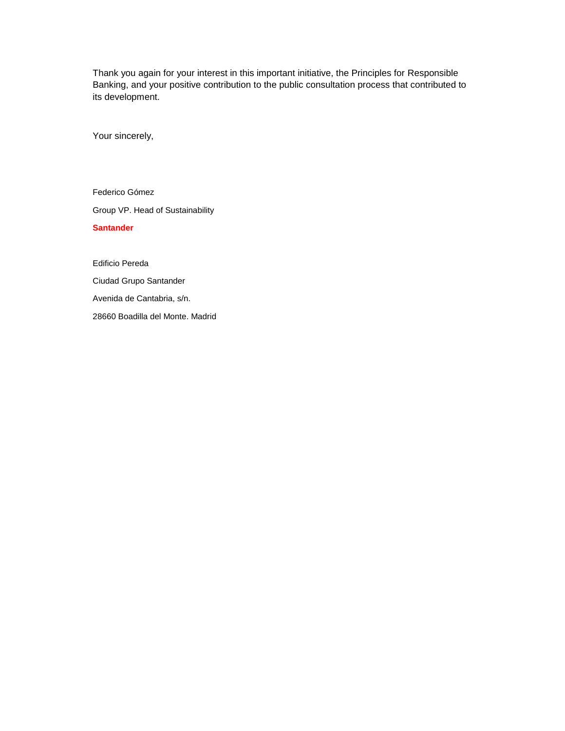Thank you again for your interest in this important initiative, the Principles for Responsible Banking, and your positive contribution to the public consultation process that contributed to its development.

Your sincerely,

Federico Gómez

Group VP. Head of Sustainability

**Santander**

Edificio Pereda

Ciudad Grupo Santander

Avenida de Cantabria, s/n.

28660 Boadilla del Monte. Madrid